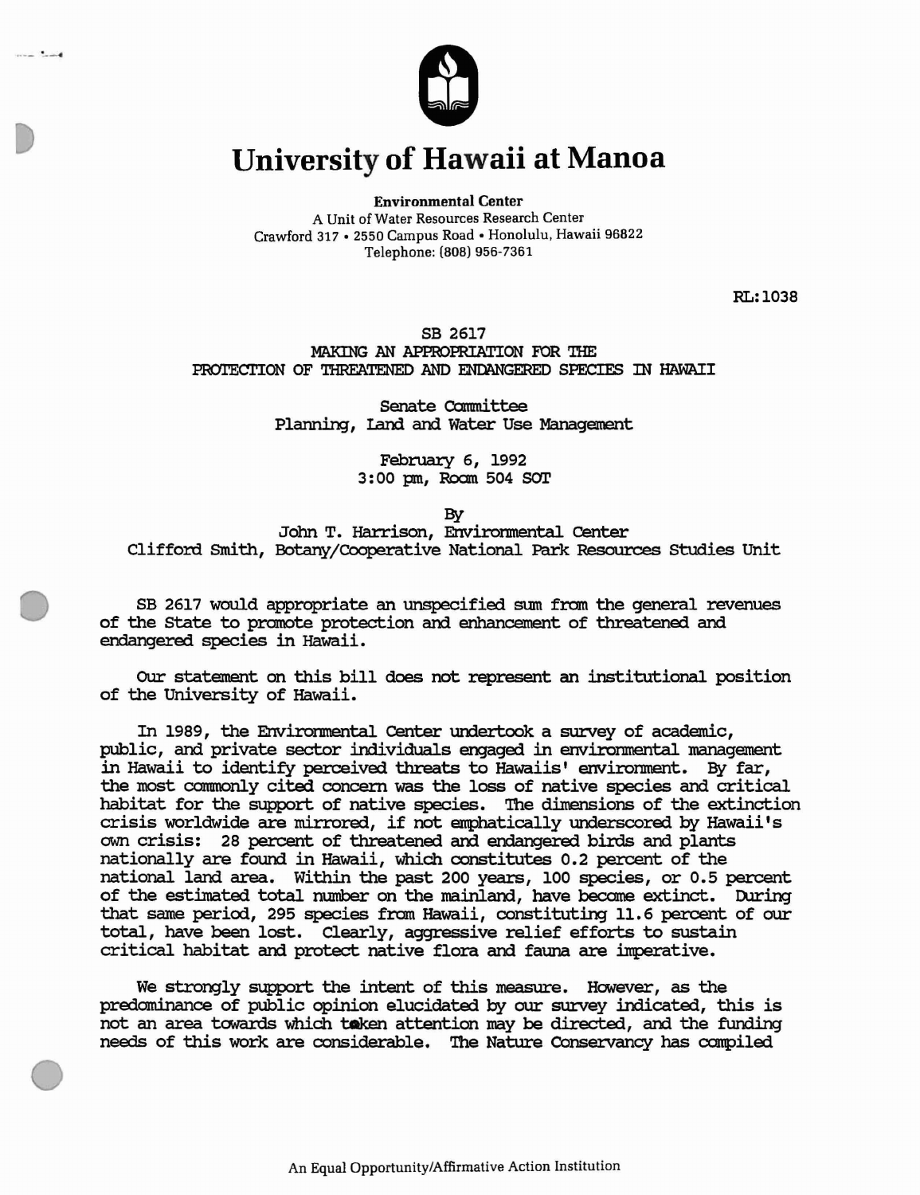# University of Hawaii at Manoa

**Environmental Center**
A Unit of Water Resources Research Center
Crawford 317 • 2550 Campus Road • Honolulu, Hawaii 96822
Telephone: (808) 956-7361

RL:1038

SB 2617
MAKING AN APPROPRIATION FOR THE
PROTECTION OF THREATENED AND ENDANGERED SPECIES IN HAWAII

Senate Committee
Planning, Land and Water Use Management

February 6, 1992
3:00 pm, Room 504 SOT

By
John T. Harrison, Environmental Center
Clifford Smith, Botany/Cooperative National Park Resources Studies Unit

SB 2617 would appropriate an unspecified sum from the general revenues of the State to promote protection and enhancement of threatened and endangered species in Hawaii.

Our statement on this bill does not represent an institutional position of the University of Hawaii.

In 1989, the Environmental Center undertook a survey of academic, public, and private sector individuals engaged in environmental management in Hawaii to identify perceived threats to Hawaiis' environment. By far, the most commonly cited concern was the loss of native species and critical habitat for the support of native species. The dimensions of the extinction crisis worldwide are mirrored, if not emphatically underscored by Hawaii's own crisis: 28 percent of threatened and endangered birds and plants nationally are found in Hawaii, which constitutes 0.2 percent of the national land area. Within the past 200 years, 100 species, or 0.5 percent of the estimated total number on the mainland, have become extinct. During that same period, 295 species from Hawaii, constituting 11.6 percent of our total, have been lost. Clearly, aggressive relief efforts to sustain critical habitat and protect native flora and fauna are imperative.

We strongly support the intent of this measure. However, as the predominance of public opinion elucidated by our survey indicated, this is not an area towards which token attention may be directed, and the funding needs of this work are considerable. The Nature Conservancy has compiled

An Equal Opportunity/Affirmative Action Institution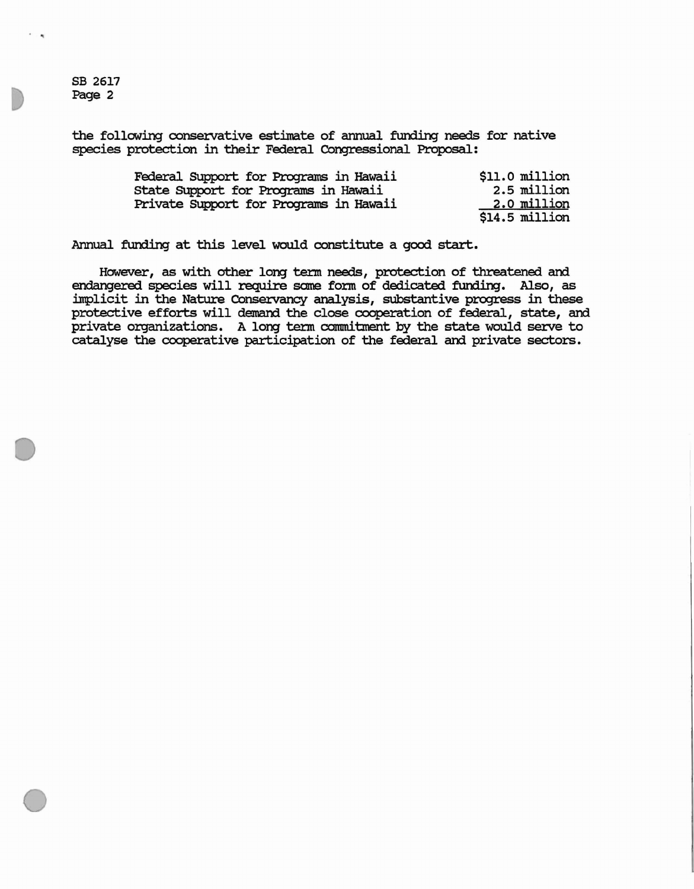the following conservative estimate of annual funding needs for native species protection in their Federal Congressional Proposal:

| | |
|---|---|
| Federal Support for Programs in Hawaii | \$11.0 million |
| State Support for Programs in Hawaii | 2.5 million |
| Private Support for Programs in Hawaii | 2.0 million |
| | \$14.5 million |

Annual funding at this level would constitute a good start.

However, as with other long term needs, protection of threatened and endangered species will require some form of dedicated funding. Also, as implicit in the Nature Conservancy analysis, substantive progress in these protective efforts will demand the close cooperation of federal, state, and private organizations. A long term commitment by the state would serve to catalyse the cooperative participation of the federal and private sectors.